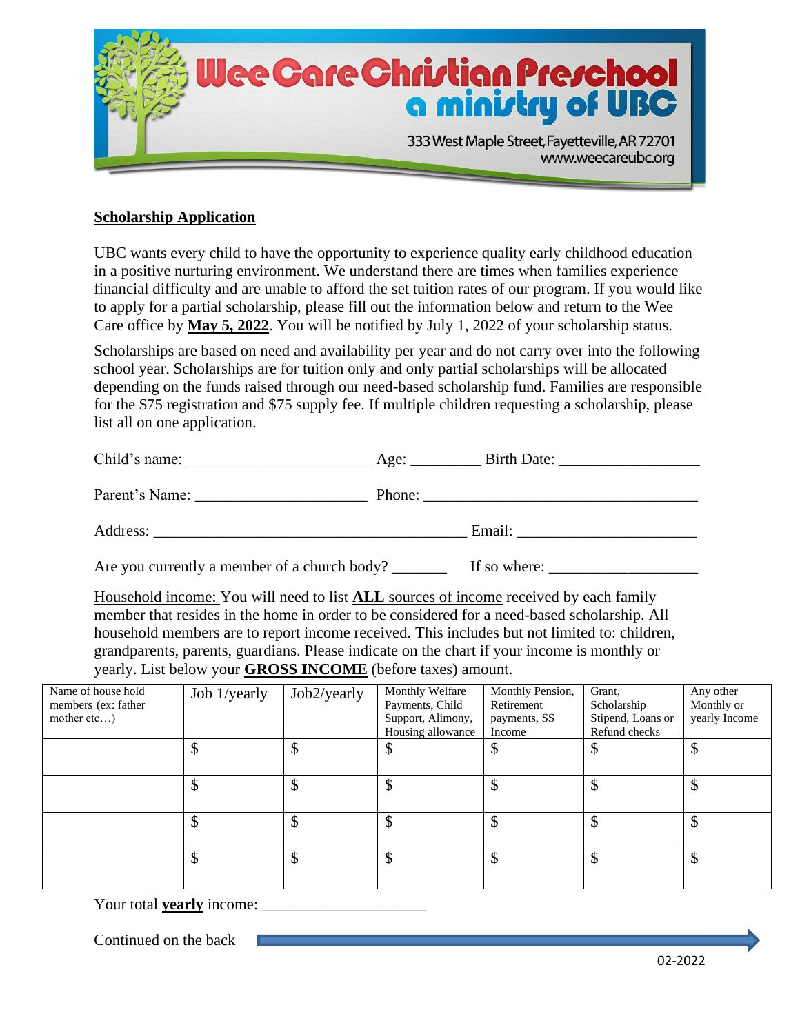# Wee Care Christian Preschool
## a ministry of UBC

333 West Maple Street, Fayetteville, AR 72701
www.weecareubc.org

**Scholarship Application**

UBC wants every child to have the opportunity to experience quality early childhood education in a positive nurturing environment. We understand there are times when families experience financial difficulty and are unable to afford the set tuition rates of our program. If you would like to apply for a partial scholarship, please fill out the information below and return to the Wee Care office by **May 5, 2022**. You will be notified by July 1, 2022 of your scholarship status.

Scholarships are based on need and availability per year and do not carry over into the following school year. Scholarships are for tuition only and only partial scholarships will be allocated depending on the funds raised through our need-based scholarship fund. Families are responsible for the $75 registration and $75 supply fee. If multiple children requesting a scholarship, please list all on one application.

Child's name: _______________________ Age: ________ Birth Date: _________________

Parent's Name: _____________________ Phone: __________________________________

Address: _______________________________________ Email: ______________________

Are you currently a member of a church body? _______ If so where: __________________

Household income: You will need to list **ALL** sources of income received by each family member that resides in the home in order to be considered for a need-based scholarship. All household members are to report income received. This includes but not limited to: children, grandparents, parents, guardians. Please indicate on the chart if your income is monthly or yearly. List below your **GROSS INCOME** (before taxes) amount.

| Name of house hold members (ex: father mother etc…) | Job 1/yearly | Job2/yearly | Monthly Welfare Payments, Child Support, Alimony, Housing allowance | Monthly Pension, Retirement payments, SS Income | Grant, Scholarship Stipend, Loans or Refund checks | Any other Monthly or yearly Income |
|---|---|---|---|---|---|---|
| | $ | $ | $ | $ | $ | $ |
| | $ | $ | $ | $ | $ | $ |
| | $ | $ | $ | $ | $ | $ |
| | $ | $ | $ | $ | $ | $ |

Your total **yearly** income: ____________________

Continued on the back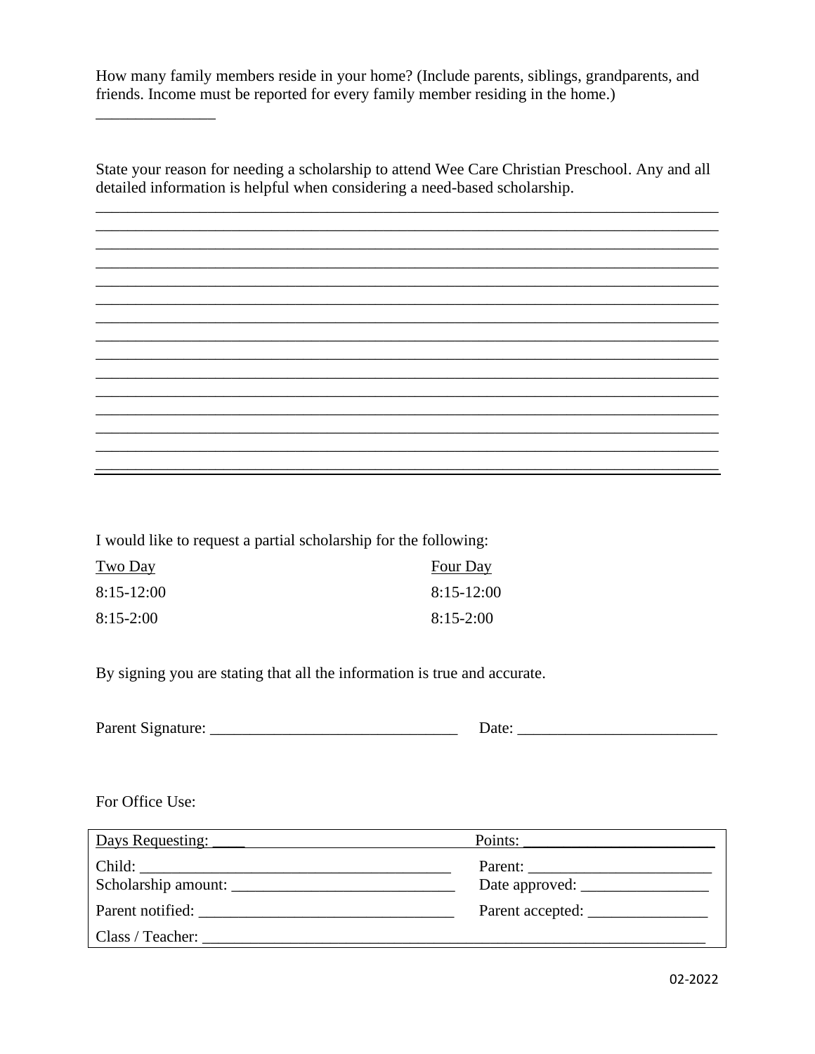How many family members reside in your home? (Include parents, siblings, grandparents, and friends. Income must be reported for every family member residing in the home.)

_______________

State your reason for needing a scholarship to attend Wee Care Christian Preschool. Any and all detailed information is helpful when considering a need-based scholarship.

________________________________________________________________________________
________________________________________________________________________________
________________________________________________________________________________
________________________________________________________________________________
________________________________________________________________________________
________________________________________________________________________________
________________________________________________________________________________
________________________________________________________________________________
________________________________________________________________________________
________________________________________________________________________________
________________________________________________________________________________
________________________________________________________________________________
________________________________________________________________________________
________________________________________________________________________________
________________________________________________________________________________

I would like to request a partial scholarship for the following:

| Two Day | Four Day |
|---|---|
| 8:15-12:00 | 8:15-12:00 |
| 8:15-2:00 | 8:15-2:00 |

By signing you are stating that all the information is true and accurate.

Parent Signature: _______________________________ Date: _________________________

For Office Use:

| | |
|---|---|
| Days Requesting: ____ | Points: ________________________ |
| Child: ________________________________________<br>Scholarship amount: ____________________________ | Parent: _______________________<br>Date approved: ________________ |
| Parent notified: ________________________________ | Parent accepted: _______________ |
| Class / Teacher: ___________________________________________________________________ | |

02-2022